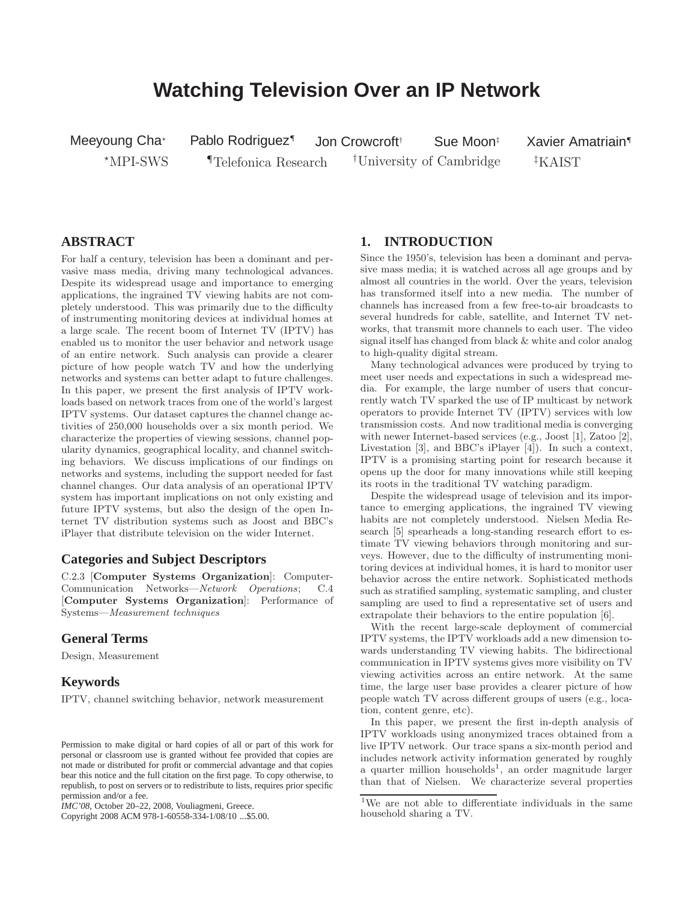# Watching Television Over an IP Network

Meeyoung Cha[⋆] Pablo Rodriguez[¶] Jon Crowcroft[†] Sue Moon[‡] Xavier Amatriain[¶]

[⋆]MPI-SWS [¶]Telefonica Research [†]University of Cambridge [‡]KAIST

## ABSTRACT

For half a century, television has been a dominant and pervasive mass media, driving many technological advances. Despite its widespread usage and importance to emerging applications, the ingrained TV viewing habits are not completely understood. This was primarily due to the difficulty of instrumenting monitoring devices at individual homes at a large scale. The recent boom of Internet TV (IPTV) has enabled us to monitor the user behavior and network usage of an entire network. Such analysis can provide a clearer picture of how people watch TV and how the underlying networks and systems can better adapt to future challenges. In this paper, we present the first analysis of IPTV workloads based on network traces from one of the world's largest IPTV systems. Our dataset captures the channel change activities of 250,000 households over a six month period. We characterize the properties of viewing sessions, channel popularity dynamics, geographical locality, and channel switching behaviors. We discuss implications of our findings on networks and systems, including the support needed for fast channel changes. Our data analysis of an operational IPTV system has important implications on not only existing and future IPTV systems, but also the design of the open Internet TV distribution systems such as Joost and BBC's iPlayer that distribute television on the wider Internet.

### Categories and Subject Descriptors

C.2.3 [**Computer Systems Organization**]: Computer-Communication Networks—*Network Operations*; C.4 [**Computer Systems Organization**]: Performance of Systems—*Measurement techniques*

### General Terms

Design, Measurement

### Keywords

IPTV, channel switching behavior, network measurement

Permission to make digital or hard copies of all or part of this work for personal or classroom use is granted without fee provided that copies are not made or distributed for profit or commercial advantage and that copies bear this notice and the full citation on the first page. To copy otherwise, to republish, to post on servers or to redistribute to lists, requires prior specific permission and/or a fee.
*IMC'08,* October 20–22, 2008, Vouliagmeni, Greece.
Copyright 2008 ACM 978-1-60558-334-1/08/10 ...$5.00.

## 1. INTRODUCTION

Since the 1950's, television has been a dominant and pervasive mass media; it is watched across all age groups and by almost all countries in the world. Over the years, television has transformed itself into a new media. The number of channels has increased from a few free-to-air broadcasts to several hundreds for cable, satellite, and Internet TV networks, that transmit more channels to each user. The video signal itself has changed from black & white and color analog to high-quality digital stream.

Many technological advances were produced by trying to meet user needs and expectations in such a widespread media. For example, the large number of users that concurrently watch TV sparked the use of IP multicast by network operators to provide Internet TV (IPTV) services with low transmission costs. And now traditional media is converging with newer Internet-based services (e.g., Joost [1], Zatoo [2], Livestation [3], and BBC's iPlayer [4]). In such a context, IPTV is a promising starting point for research because it opens up the door for many innovations while still keeping its roots in the traditional TV watching paradigm.

Despite the widespread usage of television and its importance to emerging applications, the ingrained TV viewing habits are not completely understood. Nielsen Media Research [5] spearheads a long-standing research effort to estimate TV viewing behaviors through monitoring and surveys. However, due to the difficulty of instrumenting monitoring devices at individual homes, it is hard to monitor user behavior across the entire network. Sophisticated methods such as stratified sampling, systematic sampling, and cluster sampling are used to find a representative set of users and extrapolate their behaviors to the entire population [6].

With the recent large-scale deployment of commercial IPTV systems, the IPTV workloads add a new dimension towards understanding TV viewing habits. The bidirectional communication in IPTV systems gives more visibility on TV viewing activities across an entire network. At the same time, the large user base provides a clearer picture of how people watch TV across different groups of users (e.g., location, content genre, etc).

In this paper, we present the first in-depth analysis of IPTV workloads using anonymized traces obtained from a live IPTV network. Our trace spans a six-month period and includes network activity information generated by roughly a quarter million households[1], an order magnitude larger than that of Nielsen. We characterize several properties

[1]We are not able to differentiate individuals in the same household sharing a TV.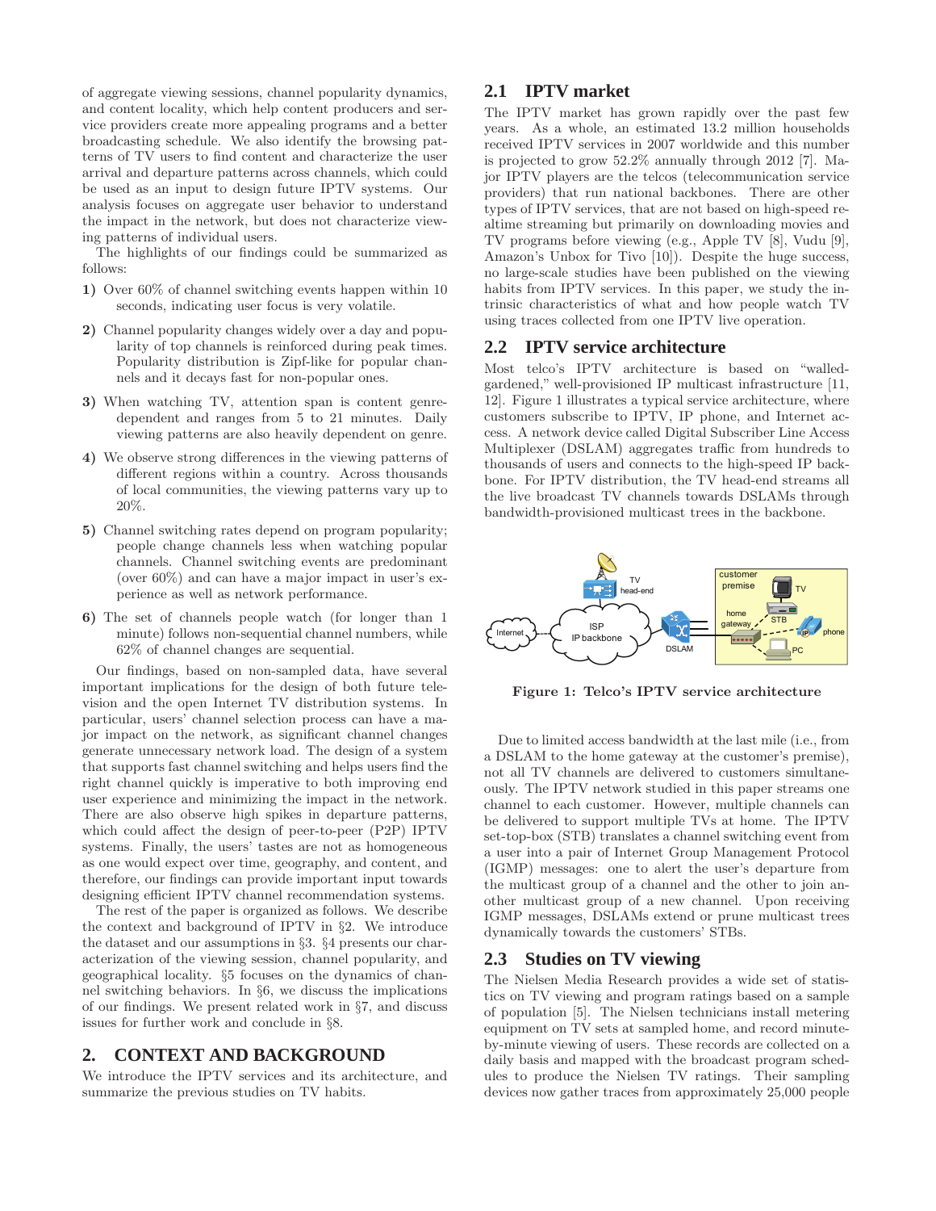of aggregate viewing sessions, channel popularity dynamics, and content locality, which help content producers and service providers create more appealing programs and a better broadcasting schedule. We also identify the browsing patterns of TV users to find content and characterize the user arrival and departure patterns across channels, which could be used as an input to design future IPTV systems. Our analysis focuses on aggregate user behavior to understand the impact in the network, but does not characterize viewing patterns of individual users.

The highlights of our findings could be summarized as follows:

1) Over 60% of channel switching events happen within 10 seconds, indicating user focus is very volatile.

2) Channel popularity changes widely over a day and popularity of top channels is reinforced during peak times. Popularity distribution is Zipf-like for popular channels and it decays fast for non-popular ones.

3) When watching TV, attention span is content genre-dependent and ranges from 5 to 21 minutes. Daily viewing patterns are also heavily dependent on genre.

4) We observe strong differences in the viewing patterns of different regions within a country. Across thousands of local communities, the viewing patterns vary up to 20%.

5) Channel switching rates depend on program popularity; people change channels less when watching popular channels. Channel switching events are predominant (over 60%) and can have a major impact in user's experience as well as network performance.

6) The set of channels people watch (for longer than 1 minute) follows non-sequential channel numbers, while 62% of channel changes are sequential.

Our findings, based on non-sampled data, have several important implications for the design of both future television and the open Internet TV distribution systems. In particular, users' channel selection process can have a major impact on the network, as significant channel changes generate unnecessary network load. The design of a system that supports fast channel switching and helps users find the right channel quickly is imperative to both improving end user experience and minimizing the impact in the network. There are also observe high spikes in departure patterns, which could affect the design of peer-to-peer (P2P) IPTV systems. Finally, the users' tastes are not as homogeneous as one would expect over time, geography, and content, and therefore, our findings can provide important input towards designing efficient IPTV channel recommendation systems.

The rest of the paper is organized as follows. We describe the context and background of IPTV in §2. We introduce the dataset and our assumptions in §3. §4 presents our characterization of the viewing session, channel popularity, and geographical locality. §5 focuses on the dynamics of channel switching behaviors. In §6, we discuss the implications of our findings. We present related work in §7, and discuss issues for further work and conclude in §8.

## 2. CONTEXT AND BACKGROUND

We introduce the IPTV services and its architecture, and summarize the previous studies on TV habits.

### 2.1 IPTV market

The IPTV market has grown rapidly over the past few years. As a whole, an estimated 13.2 million households received IPTV services in 2007 worldwide and this number is projected to grow 52.2% annually through 2012 [7]. Major IPTV players are the telcos (telecommunication service providers) that run national backbones. There are other types of IPTV services, that are not based on high-speed realtime streaming but primarily on downloading movies and TV programs before viewing (e.g., Apple TV [8], Vudu [9], Amazon's Unbox for Tivo [10]). Despite the huge success, no large-scale studies have been published on the viewing habits from IPTV services. In this paper, we study the intrinsic characteristics of what and how people watch TV using traces collected from one IPTV live operation.

### 2.2 IPTV service architecture

Most telco's IPTV architecture is based on "walled-gardened," well-provisioned IP multicast infrastructure [11, 12]. Figure 1 illustrates a typical service architecture, where customers subscribe to IPTV, IP phone, and Internet access. A network device called Digital Subscriber Line Access Multiplexer (DSLAM) aggregates traffic from hundreds to thousands of users and connects to the high-speed IP backbone. For IPTV distribution, the TV head-end streams all the live broadcast TV channels towards DSLAMs through bandwidth-provisioned multicast trees in the backbone.

**Figure 1: Telco's IPTV service architecture**

Due to limited access bandwidth at the last mile (i.e., from a DSLAM to the home gateway at the customer's premise), not all TV channels are delivered to customers simultaneously. The IPTV network studied in this paper streams one channel to each customer. However, multiple channels can be delivered to support multiple TVs at home. The IPTV set-top-box (STB) translates a channel switching event from a user into a pair of Internet Group Management Protocol (IGMP) messages: one to alert the user's departure from the multicast group of a channel and the other to join another multicast group of a new channel. Upon receiving IGMP messages, DSLAMs extend or prune multicast trees dynamically towards the customers' STBs.

### 2.3 Studies on TV viewing

The Nielsen Media Research provides a wide set of statistics on TV viewing and program ratings based on a sample of population [5]. The Nielsen technicians install metering equipment on TV sets at sampled home, and record minute-by-minute viewing of users. These records are collected on a daily basis and mapped with the broadcast program schedules to produce the Nielsen TV ratings. Their sampling devices now gather traces from approximately 25,000 people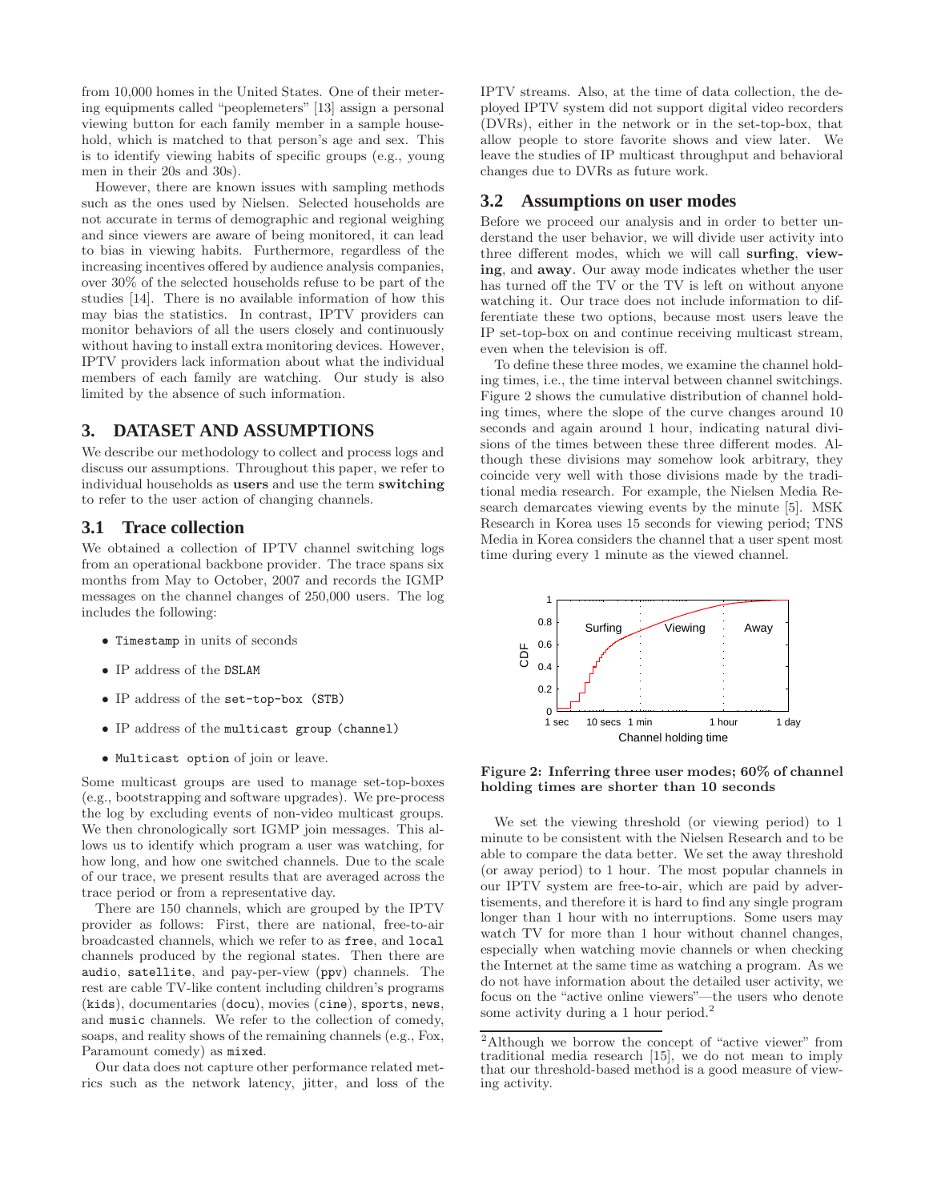from 10,000 homes in the United States. One of their metering equipments called "peoplemeters" [13] assign a personal viewing button for each family member in a sample household, which is matched to that person's age and sex. This is to identify viewing habits of specific groups (e.g., young men in their 20s and 30s).

However, there are known issues with sampling methods such as the ones used by Nielsen. Selected households are not accurate in terms of demographic and regional weighing and since viewers are aware of being monitored, it can lead to bias in viewing habits. Furthermore, regardless of the increasing incentives offered by audience analysis companies, over 30% of the selected households refuse to be part of the studies [14]. There is no available information of how this may bias the statistics. In contrast, IPTV providers can monitor behaviors of all the users closely and continuously without having to install extra monitoring devices. However, IPTV providers lack information about what the individual members of each family are watching. Our study is also limited by the absence of such information.

## 3. DATASET AND ASSUMPTIONS

We describe our methodology to collect and process logs and discuss our assumptions. Throughout this paper, we refer to individual households as **users** and use the term **switching** to refer to the user action of changing channels.

### 3.1 Trace collection

We obtained a collection of IPTV channel switching logs from an operational backbone provider. The trace spans six months from May to October, 2007 and records the IGMP messages on the channel changes of 250,000 users. The log includes the following:

- `Timestamp` in units of seconds
- IP address of the `DSLAM`
- IP address of the `set-top-box (STB)`
- IP address of the `multicast group (channel)`
- `Multicast option` of join or leave.

Some multicast groups are used to manage set-top-boxes (e.g., bootstrapping and software upgrades). We pre-process the log by excluding events of non-video multicast groups. We then chronologically sort IGMP join messages. This allows us to identify which program a user was watching, for how long, and how one switched channels. Due to the scale of our trace, we present results that are averaged across the trace period or from a representative day.

There are 150 channels, which are grouped by the IPTV provider as follows: First, there are national, free-to-air broadcasted channels, which we refer to as `free`, and `local` channels produced by the regional states. Then there are `audio`, `satellite`, and pay-per-view (`ppv`) channels. The rest are cable TV-like content including children's programs (`kids`), documentaries (`docu`), movies (`cine`), `sports`, `news`, and `music` channels. We refer to the collection of comedy, soaps, and reality shows of the remaining channels (e.g., Fox, Paramount comedy) as `mixed`.

Our data does not capture other performance related metrics such as the network latency, jitter, and loss of the IPTV streams. Also, at the time of data collection, the deployed IPTV system did not support digital video recorders (DVRs), either in the network or in the set-top-box, that allow people to store favorite shows and view later. We leave the studies of IP multicast throughput and behavioral changes due to DVRs as future work.

### 3.2 Assumptions on user modes

Before we proceed our analysis and in order to better understand the user behavior, we will divide user activity into three different modes, which we will call **surfing**, **viewing**, and **away**. Our away mode indicates whether the user has turned off the TV or the TV is left on without anyone watching it. Our trace does not include information to differentiate these two options, because most users leave the IP set-top-box on and continue receiving multicast stream, even when the television is off.

To define these three modes, we examine the channel holding times, i.e., the time interval between channel switchings. Figure 2 shows the cumulative distribution of channel holding times, where the slope of the curve changes around 10 seconds and again around 1 hour, indicating natural divisions of the times between these three different modes. Although these divisions may somehow look arbitrary, they coincide very well with those divisions made by the traditional media research. For example, the Nielsen Media Research demarcates viewing events by the minute [5]. MSK Research in Korea uses 15 seconds for viewing period; TNS Media in Korea considers the channel that a user spent most time during every 1 minute as the viewed channel.

CDF
1
0.8
0.6
0.4
0.2
0
Surfing
Viewing
Away
1 sec
10 secs
1 min
1 hour
1 day
Channel holding time

**Figure 2: Inferring three user modes; 60% of channel holding times are shorter than 10 seconds**

We set the viewing threshold (or viewing period) to 1 minute to be consistent with the Nielsen Research and to be able to compare the data better. We set the away threshold (or away period) to 1 hour. The most popular channels in our IPTV system are free-to-air, which are paid by advertisements, and therefore it is hard to find any single program longer than 1 hour with no interruptions. Some users may watch TV for more than 1 hour without channel changes, especially when watching movie channels or when checking the Internet at the same time as watching a program. As we do not have information about the detailed user activity, we focus on the "active online viewers"—the users who denote some activity during a 1 hour period.[2]

[2]Although we borrow the concept of "active viewer" from traditional media research [15], we do not mean to imply that our threshold-based method is a good measure of viewing activity.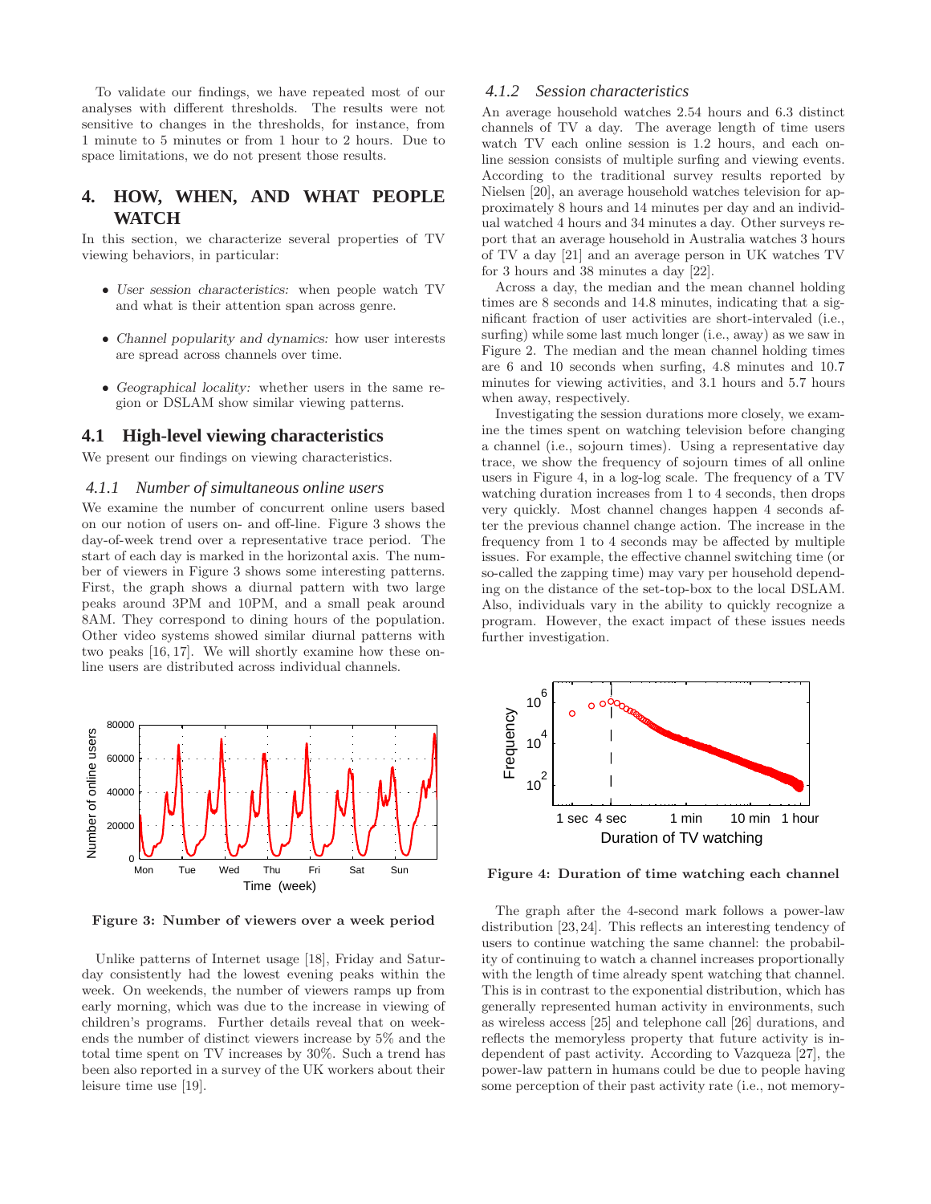To validate our findings, we have repeated most of our analyses with different thresholds. The results were not sensitive to changes in the thresholds, for instance, from 1 minute to 5 minutes or from 1 hour to 2 hours. Due to space limitations, we do not present those results.

## 4. HOW, WHEN, AND WHAT PEOPLE WATCH

In this section, we characterize several properties of TV viewing behaviors, in particular:

- *User session characteristics:* when people watch TV and what is their attention span across genre.
- *Channel popularity and dynamics:* how user interests are spread across channels over time.
- *Geographical locality:* whether users in the same region or DSLAM show similar viewing patterns.

### 4.1 High-level viewing characteristics

We present our findings on viewing characteristics.

#### 4.1.1 Number of simultaneous online users

We examine the number of concurrent online users based on our notion of users on- and off-line. Figure 3 shows the day-of-week trend over a representative trace period. The start of each day is marked in the horizontal axis. The number of viewers in Figure 3 shows some interesting patterns. First, the graph shows a diurnal pattern with two large peaks around 3PM and 10PM, and a small peak around 8AM. They correspond to dining hours of the population. Other video systems showed similar diurnal patterns with two peaks [16, 17]. We will shortly examine how these online users are distributed across individual channels.

**Figure 3: Number of viewers over a week period**

Unlike patterns of Internet usage [18], Friday and Saturday consistently had the lowest evening peaks within the week. On weekends, the number of viewers ramps up from early morning, which was due to the increase in viewing of children's programs. Further details reveal that on weekends the number of distinct viewers increase by 5% and the total time spent on TV increases by 30%. Such a trend has been also reported in a survey of the UK workers about their leisure time use [19].

#### 4.1.2 Session characteristics

An average household watches 2.54 hours and 6.3 distinct channels of TV a day. The average length of time users watch TV each online session is 1.2 hours, and each online session consists of multiple surfing and viewing events. According to the traditional survey results reported by Nielsen [20], an average household watches television for approximately 8 hours and 14 minutes per day and an individual watched 4 hours and 34 minutes a day. Other surveys report that an average household in Australia watches 3 hours of TV a day [21] and an average person in UK watches TV for 3 hours and 38 minutes a day [22].

Across a day, the median and the mean channel holding times are 8 seconds and 14.8 minutes, indicating that a significant fraction of user activities are short-intervaled (i.e., surfing) while some last much longer (i.e., away) as we saw in Figure 2. The median and the mean channel holding times are 6 and 10 seconds when surfing, 4.8 minutes and 10.7 minutes for viewing activities, and 3.1 hours and 5.7 hours when away, respectively.

Investigating the session durations more closely, we examine the times spent on watching television before changing a channel (i.e., sojourn times). Using a representative day trace, we show the frequency of sojourn times of all online users in Figure 4, in a log-log scale. The frequency of a TV watching duration increases from 1 to 4 seconds, then drops very quickly. Most channel changes happen 4 seconds after the previous channel change action. The increase in the frequency from 1 to 4 seconds may be affected by multiple issues. For example, the effective channel switching time (or so-called the zapping time) may vary per household depending on the distance of the set-top-box to the local DSLAM. Also, individuals vary in the ability to quickly recognize a program. However, the exact impact of these issues needs further investigation.

**Figure 4: Duration of time watching each channel**

The graph after the 4-second mark follows a power-law distribution [23, 24]. This reflects an interesting tendency of users to continue watching the same channel: the probability of continuing to watch a channel increases proportionally with the length of time already spent watching that channel. This is in contrast to the exponential distribution, which has generally represented human activity in environments, such as wireless access [25] and telephone call [26] durations, and reflects the memoryless property that future activity is independent of past activity. According to Vazqueza [27], the power-law pattern in humans could be due to people having some perception of their past activity rate (i.e., not memory-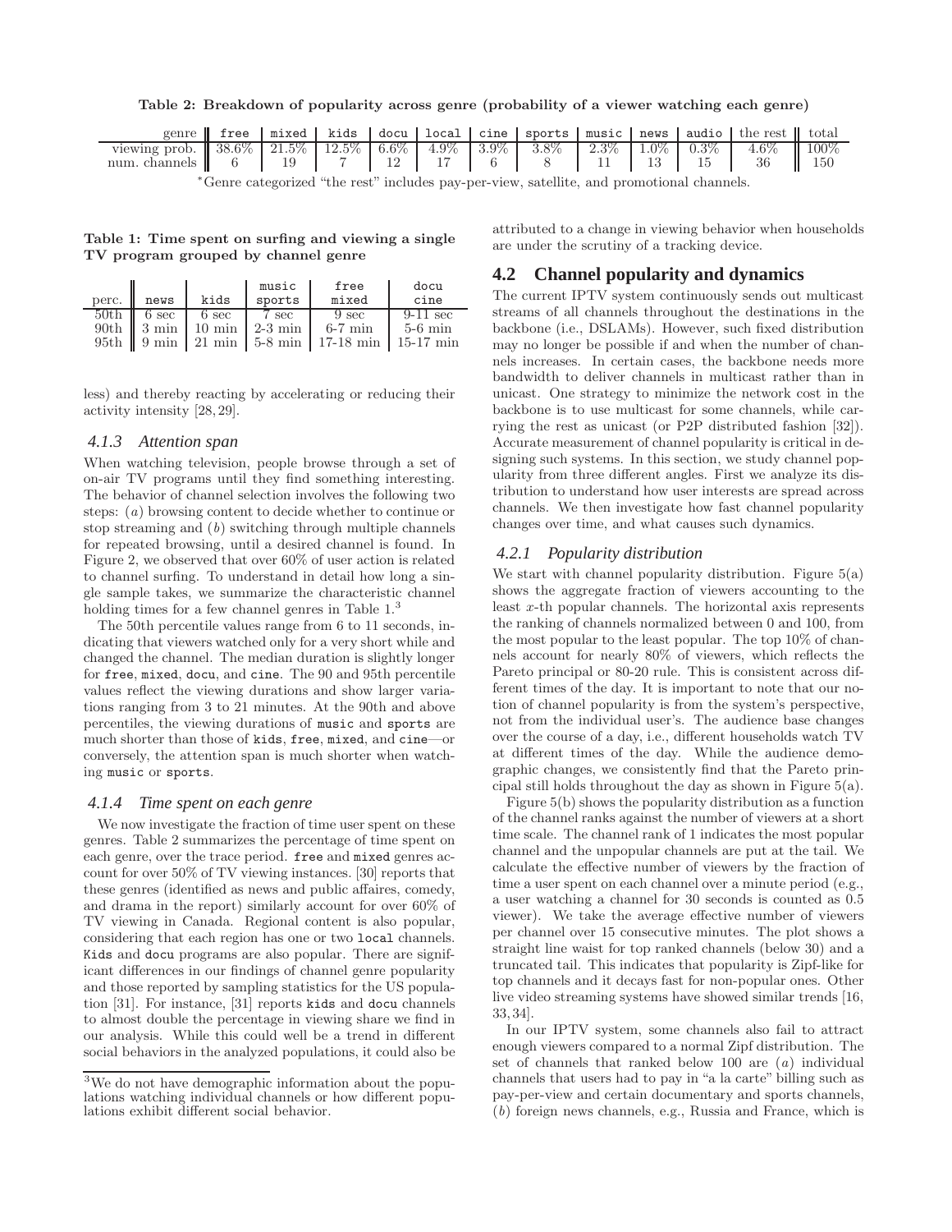**Table 2: Breakdown of popularity across genre (probability of a viewer watching each genre)**

| genre | free | mixed | kids | docu | local | cine | sports | music | news | audio | the rest | total |
|---|---|---|---|---|---|---|---|---|---|---|---|---|
| viewing prob. | 38.6% | 21.5% | 12.5% | 6.6% | 4.9% | 3.9% | 3.8% | 2.3% | 1.0% | 0.3% | 4.6% | 100% |
| num. channels | 6 | 19 | 7 | 12 | 17 | 6 | 8 | 11 | 13 | 15 | 36 | 150 |

*Genre categorized "the rest" includes pay-per-view, satellite, and promotional channels.

**Table 1: Time spent on surfing and viewing a single TV program grouped by channel genre**

| perc. | news | kids | music sports | free mixed | docu cine |
|---|---|---|---|---|---|
| 50th | 6 sec | 6 sec | 7 sec | 9 sec | 9-11 sec |
| 90th | 3 min | 10 min | 2-3 min | 6-7 min | 5-6 min |
| 95th | 9 min | 21 min | 5-8 min | 17-18 min | 15-17 min |

less) and thereby reacting by accelerating or reducing their activity intensity [28, 29].

#### 4.1.3 Attention span

When watching television, people browse through a set of on-air TV programs until they find something interesting. The behavior of channel selection involves the following two steps: (*a*) browsing content to decide whether to continue or stop streaming and (*b*) switching through multiple channels for repeated browsing, until a desired channel is found. In Figure 2, we observed that over 60% of user action is related to channel surfing. To understand in detail how long a single sample takes, we summarize the characteristic channel holding times for a few channel genres in Table 1.[3]

The 50th percentile values range from 6 to 11 seconds, indicating that viewers watched only for a very short while and changed the channel. The median duration is slightly longer for free, mixed, docu, and cine. The 90 and 95th percentile values reflect the viewing durations and show larger variations ranging from 3 to 21 minutes. At the 90th and above percentiles, the viewing durations of music and sports are much shorter than those of kids, free, mixed, and cine—or conversely, the attention span is much shorter when watching music or sports.

#### 4.1.4 Time spent on each genre

We now investigate the fraction of time user spent on these genres. Table 2 summarizes the percentage of time spent on each genre, over the trace period. free and mixed genres account for over 50% of TV viewing instances. [30] reports that these genres (identified as news and public affaires, comedy, and drama in the report) similarly account for over 60% of TV viewing in Canada. Regional content is also popular, considering that each region has one or two local channels. Kids and docu programs are also popular. There are significant differences in our findings of channel genre popularity and those reported by sampling statistics for the US population [31]. For instance, [31] reports kids and docu channels to almost double the percentage in viewing share we find in our analysis. While this could well be a trend in different social behaviors in the analyzed populations, it could also be attributed to a change in viewing behavior when households are under the scrutiny of a tracking device.

[3]We do not have demographic information about the populations watching individual channels or how different populations exhibit different social behavior.

### 4.2 Channel popularity and dynamics

The current IPTV system continuously sends out multicast streams of all channels throughout the destinations in the backbone (i.e., DSLAMs). However, such fixed distribution may no longer be possible if and when the number of channels increases. In certain cases, the backbone needs more bandwidth to deliver channels in multicast rather than in unicast. One strategy to minimize the network cost in the backbone is to use multicast for some channels, while carrying the rest as unicast (or P2P distributed fashion [32]). Accurate measurement of channel popularity is critical in designing such systems. In this section, we study channel popularity from three different angles. First we analyze its distribution to understand how user interests are spread across channels. We then investigate how fast channel popularity changes over time, and what causes such dynamics.

#### 4.2.1 Popularity distribution

We start with channel popularity distribution. Figure 5(a) shows the aggregate fraction of viewers accounting to the least $x$-th popular channels. The horizontal axis represents the ranking of channels normalized between 0 and 100, from the most popular to the least popular. The top 10% of channels account for nearly 80% of viewers, which reflects the Pareto principal or 80-20 rule. This is consistent across different times of the day. It is important to note that our notion of channel popularity is from the system's perspective, not from the individual user's. The audience base changes over the course of a day, i.e., different households watch TV at different times of the day. While the audience demographic changes, we consistently find that the Pareto principal still holds throughout the day as shown in Figure 5(a).

Figure 5(b) shows the popularity distribution as a function of the channel ranks against the number of viewers at a short time scale. The channel rank of 1 indicates the most popular channel and the unpopular channels are put at the tail. We calculate the effective number of viewers by the fraction of time a user spent on each channel over a minute period (e.g., a user watching a channel for 30 seconds is counted as 0.5 viewer). We take the average effective number of viewers per channel over 15 consecutive minutes. The plot shows a straight line waist for top ranked channels (below 30) and a truncated tail. This indicates that popularity is Zipf-like for top channels and it decays fast for non-popular ones. Other live video streaming systems have showed similar trends [16, 33, 34].

In our IPTV system, some channels also fail to attract enough viewers compared to a normal Zipf distribution. The set of channels that ranked below 100 are (*a*) individual channels that users had to pay in "a la carte" billing such as pay-per-view and certain documentary and sports channels, (*b*) foreign news channels, e.g., Russia and France, which is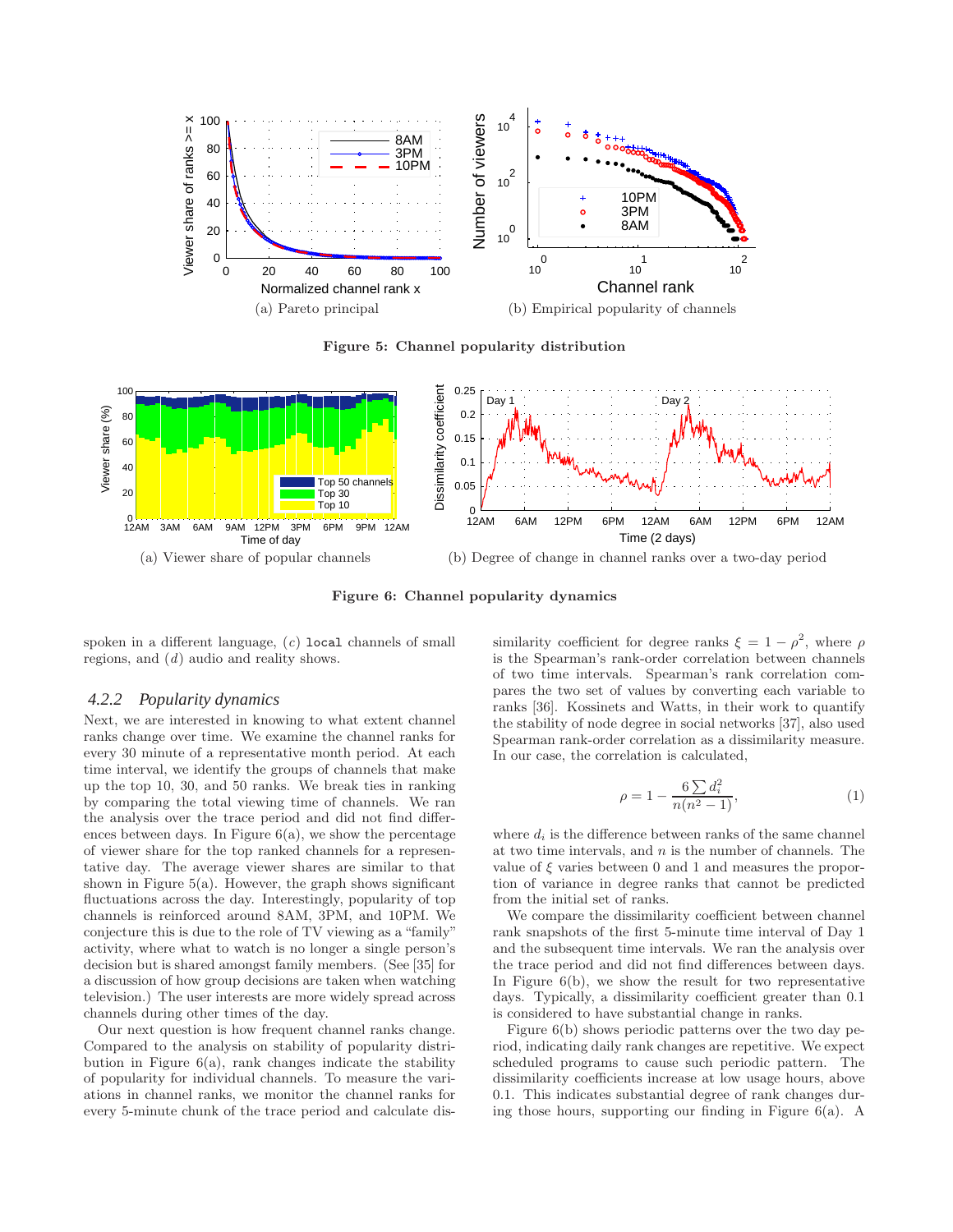(a) Pareto principal

(b) Empirical popularity of channels

**Figure 5: Channel popularity distribution**

(a) Viewer share of popular channels

(b) Degree of change in channel ranks over a two-day period

**Figure 6: Channel popularity dynamics**

spoken in a different language, (*c*) `local` channels of small regions, and (*d*) audio and reality shows.

### *4.2.2 Popularity dynamics*

Next, we are interested in knowing to what extent channel ranks change over time. We examine the channel ranks for every 30 minute of a representative month period. At each time interval, we identify the groups of channels that make up the top 10, 30, and 50 ranks. We break ties in ranking by comparing the total viewing time of channels. We ran the analysis over the trace period and did not find differences between days. In Figure 6(a), we show the percentage of viewer share for the top ranked channels for a representative day. The average viewer shares are similar to that shown in Figure 5(a). However, the graph shows significant fluctuations across the day. Interestingly, popularity of top channels is reinforced around 8AM, 3PM, and 10PM. We conjecture this is due to the role of TV viewing as a "family" activity, where what to watch is no longer a single person's decision but is shared amongst family members. (See [35] for a discussion of how group decisions are taken when watching television.) The user interests are more widely spread across channels during other times of the day.

Our next question is how frequent channel ranks change. Compared to the analysis on stability of popularity distribution in Figure 6(a), rank changes indicate the stability of popularity for individual channels. To measure the variations in channel ranks, we monitor the channel ranks for every 5-minute chunk of the trace period and calculate dissimilarity coefficient for degree ranks $\xi = 1 - \rho^2$, where $\rho$ is the Spearman's rank-order correlation between channels of two time intervals. Spearman's rank correlation compares the two set of values by converting each variable to ranks [36]. Kossinets and Watts, in their work to quantify the stability of node degree in social networks [37], also used Spearman rank-order correlation as a dissimilarity measure. In our case, the correlation is calculated,

$$\rho = 1 - \frac{6 \sum d_i^2}{n(n^2 - 1)}, \tag{1}$$

where $d_i$ is the difference between ranks of the same channel at two time intervals, and $n$ is the number of channels. The value of $\xi$ varies between 0 and 1 and measures the proportion of variance in degree ranks that cannot be predicted from the initial set of ranks.

We compare the dissimilarity coefficient between channel rank snapshots of the first 5-minute time interval of Day 1 and the subsequent time intervals. We ran the analysis over the trace period and did not find differences between days. In Figure 6(b), we show the result for two representative days. Typically, a dissimilarity coefficient greater than 0.1 is considered to have substantial change in ranks.

Figure 6(b) shows periodic patterns over the two day period, indicating daily rank changes are repetitive. We expect scheduled programs to cause such periodic pattern. The dissimilarity coefficients increase at low usage hours, above 0.1. This indicates substantial degree of rank changes during those hours, supporting our finding in Figure 6(a). A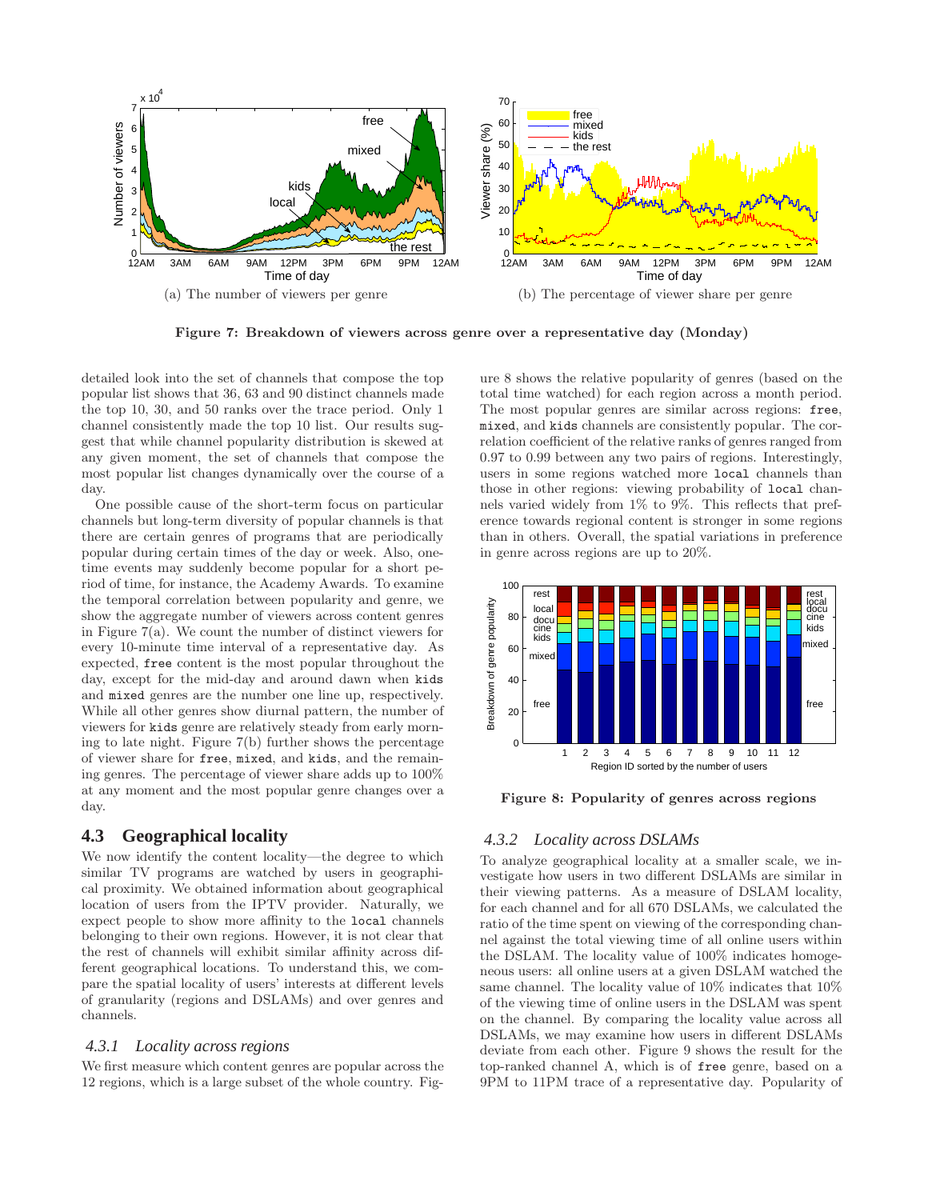(a) The number of viewers per genre

(b) The percentage of viewer share per genre

**Figure 7: Breakdown of viewers across genre over a representative day (Monday)**

detailed look into the set of channels that compose the top popular list shows that 36, 63 and 90 distinct channels made the top 10, 30, and 50 ranks over the trace period. Only 1 channel consistently made the top 10 list. Our results suggest that while channel popularity distribution is skewed at any given moment, the set of channels that compose the most popular list changes dynamically over the course of a day.

One possible cause of the short-term focus on particular channels but long-term diversity of popular channels is that there are certain genres of programs that are periodically popular during certain times of the day or week. Also, one-time events may suddenly become popular for a short period of time, for instance, the Academy Awards. To examine the temporal correlation between popularity and genre, we show the aggregate number of viewers across content genres in Figure 7(a). We count the number of distinct viewers for every 10-minute time interval of a representative day. As expected, `free` content is the most popular throughout the day, except for the mid-day and around dawn when `kids` and `mixed` genres are the number one line up, respectively. While all other genres show diurnal pattern, the number of viewers for `kids` genre are relatively steady from early morning to late night. Figure 7(b) further shows the percentage of viewer share for `free`, `mixed`, and `kids`, and the remaining genres. The percentage of viewer share adds up to 100% at any moment and the most popular genre changes over a day.

## 4.3 Geographical locality

We now identify the content locality—the degree to which similar TV programs are watched by users in geographical proximity. We obtained information about geographical location of users from the IPTV provider. Naturally, we expect people to show more affinity to the `local` channels belonging to their own regions. However, it is not clear that the rest of channels will exhibit similar affinity across different geographical locations. To understand this, we compare the spatial locality of users' interests at different levels of granularity (regions and DSLAMs) and over genres and channels.

### *4.3.1 Locality across regions*

We first measure which content genres are popular across the 12 regions, which is a large subset of the whole country. Figure 8 shows the relative popularity of genres (based on the total time watched) for each region across a month period. The most popular genres are similar across regions: `free`, `mixed`, and `kids` channels are consistently popular. The correlation coefficient of the relative ranks of genres ranged from 0.97 to 0.99 between any two pairs of regions. Interestingly, users in some regions watched more `local` channels than those in other regions: viewing probability of `local` channels varied widely from 1% to 9%. This reflects that preference towards regional content is stronger in some regions than in others. Overall, the spatial variations in preference in genre across regions are up to 20%.

**Figure 8: Popularity of genres across regions**

### *4.3.2 Locality across DSLAMs*

To analyze geographical locality at a smaller scale, we investigate how users in two different DSLAMs are similar in their viewing patterns. As a measure of DSLAM locality, for each channel and for all 670 DSLAMs, we calculated the ratio of the time spent on viewing of the corresponding channel against the total viewing time of all online users within the DSLAM. The locality value of 100% indicates homogeneous users: all online users at a given DSLAM watched the same channel. The locality value of 10% indicates that 10% of the viewing time of online users in the DSLAM was spent on the channel. By comparing the locality value across all DSLAMs, we may examine how users in different DSLAMs deviate from each other. Figure 9 shows the result for the top-ranked channel A, which is of `free` genre, based on a 9PM to 11PM trace of a representative day. Popularity of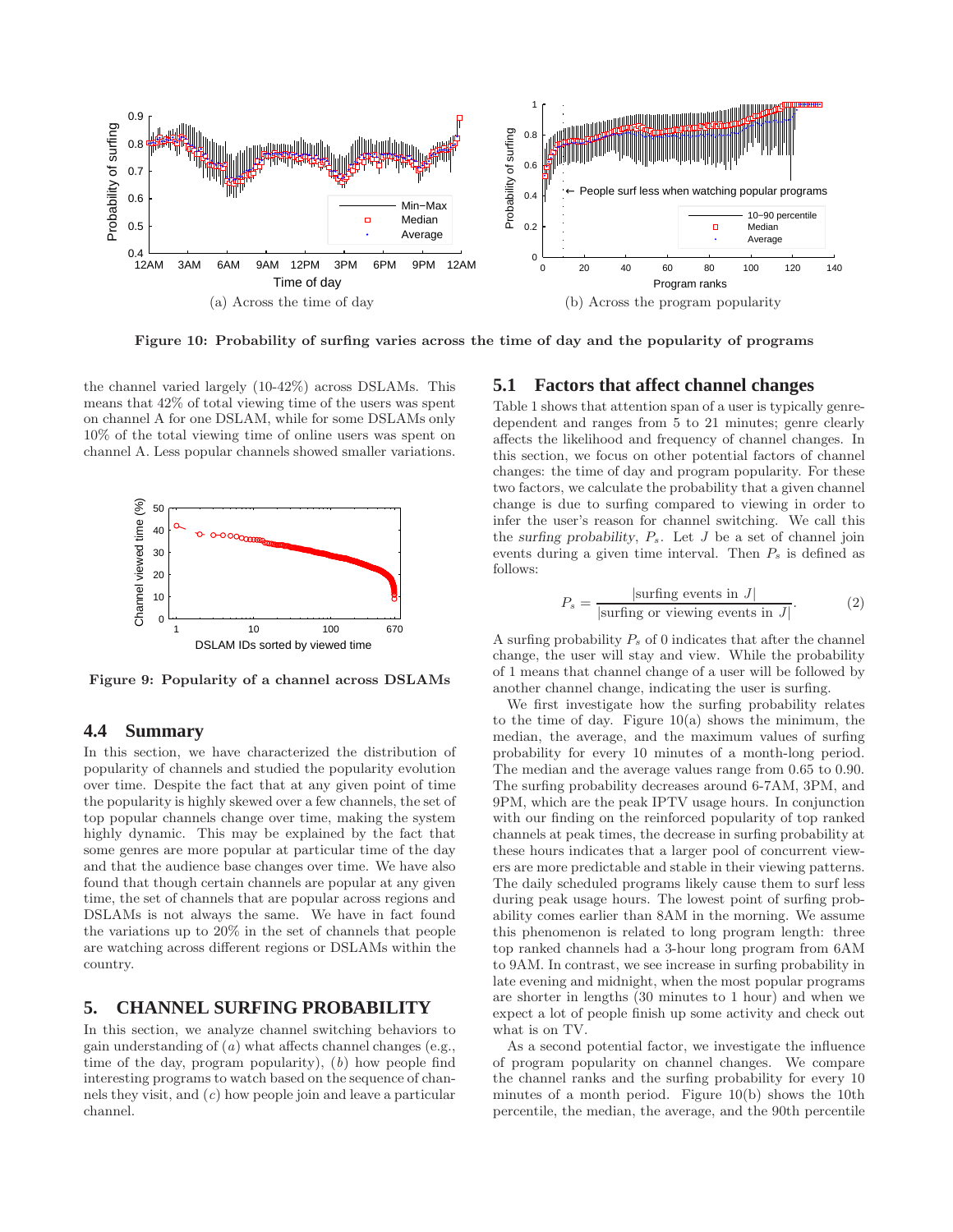Figure 10: Probability of surfing varies across the time of day and the popularity of programs

(a) Across the time of day

(b) Across the program popularity

the channel varied largely (10-42%) across DSLAMs. This means that 42% of total viewing time of the users was spent on channel A for one DSLAM, while for some DSLAMs only 10% of the total viewing time of online users was spent on channel A. Less popular channels showed smaller variations.

Figure 9: Popularity of a channel across DSLAMs

### 4.4 Summary

In this section, we have characterized the distribution of popularity of channels and studied the popularity evolution over time. Despite the fact that at any given point of time the popularity is highly skewed over a few channels, the set of top popular channels change over time, making the system highly dynamic. This may be explained by the fact that some genres are more popular at particular time of the day and that the audience base changes over time. We have also found that though certain channels are popular at any given time, the set of channels that are popular across regions and DSLAMs is not always the same. We have in fact found the variations up to 20% in the set of channels that people are watching across different regions or DSLAMs within the country.

## 5. CHANNEL SURFING PROBABILITY

In this section, we analyze channel switching behaviors to gain understanding of (*a*) what affects channel changes (e.g., time of the day, program popularity), (*b*) how people find interesting programs to watch based on the sequence of channels they visit, and (*c*) how people join and leave a particular channel.

### 5.1 Factors that affect channel changes

Table 1 shows that attention span of a user is typically genre-dependent and ranges from 5 to 21 minutes; genre clearly affects the likelihood and frequency of channel changes. In this section, we focus on other potential factors of channel changes: the time of day and program popularity. For these two factors, we calculate the probability that a given channel change is due to surfing compared to viewing in order to infer the user's reason for channel switching. We call this the *surfing probability*, $P_s$. Let $J$ be a set of channel join events during a given time interval. Then $P_s$ is defined as follows:

$$P_s = \frac{|\text{surfing events in } J|}{|\text{surfing or viewing events in } J|}. \quad (2)$$

A surfing probability $P_s$ of 0 indicates that after the channel change, the user will stay and view. While the probability of 1 means that channel change of a user will be followed by another channel change, indicating the user is surfing.

We first investigate how the surfing probability relates to the time of day. Figure 10(a) shows the minimum, the median, the average, and the maximum values of surfing probability for every 10 minutes of a month-long period. The median and the average values range from 0.65 to 0.90. The surfing probability decreases around 6-7AM, 3PM, and 9PM, which are the peak IPTV usage hours. In conjunction with our finding on the reinforced popularity of top ranked channels at peak times, the decrease in surfing probability at these hours indicates that a larger pool of concurrent viewers are more predictable and stable in their viewing patterns. The daily scheduled programs likely cause them to surf less during peak usage hours. The lowest point of surfing probability comes earlier than 8AM in the morning. We assume this phenomenon is related to long program length: three top ranked channels had a 3-hour long program from 6AM to 9AM. In contrast, we see increase in surfing probability in late evening and midnight, when the most popular programs are shorter in lengths (30 minutes to 1 hour) and when we expect a lot of people finish up some activity and check out what is on TV.

As a second potential factor, we investigate the influence of program popularity on channel changes. We compare the channel ranks and the surfing probability for every 10 minutes of a month period. Figure 10(b) shows the 10th percentile, the median, the average, and the 90th percentile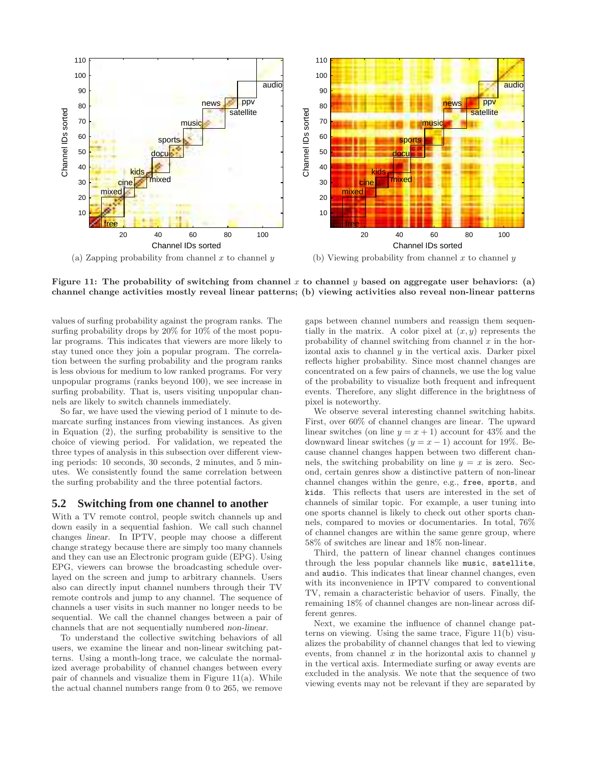(a) Zapping probability from channel $x$ to channel $y$

(b) Viewing probability from channel $x$ to channel $y$

**Figure 11: The probability of switching from channel $x$ to channel $y$ based on aggregate user behaviors: (a) channel change activities mostly reveal linear patterns; (b) viewing activities also reveal non-linear patterns**

values of surfing probability against the program ranks. The surfing probability drops by 20% for 10% of the most popular programs. This indicates that viewers are more likely to stay tuned once they join a popular program. The correlation between the surfing probability and the program ranks is less obvious for medium to low ranked programs. For very unpopular programs (ranks beyond 100), we see increase in surfing probability. That is, users visiting unpopular channels are likely to switch channels immediately.

So far, we have used the viewing period of 1 minute to demarcate surfing instances from viewing instances. As given in Equation (2), the surfing probability is sensitive to the choice of viewing period. For validation, we repeated the three types of analysis in this subsection over different viewing periods: 10 seconds, 30 seconds, 2 minutes, and 5 minutes. We consistently found the same correlation between the surfing probability and the three potential factors.

## 5.2 Switching from one channel to another

With a TV remote control, people switch channels up and down easily in a sequential fashion. We call such channel changes *linear*. In IPTV, people may choose a different change strategy because there are simply too many channels and they can use an Electronic program guide (EPG). Using EPG, viewers can browse the broadcasting schedule overlayed on the screen and jump to arbitrary channels. Users also can directly input channel numbers through their TV remote controls and jump to any channel. The sequence of channels a user visits in such manner no longer needs to be sequential. We call the channel changes between a pair of channels that are not sequentially numbered *non-linear*.

To understand the collective switching behaviors of all users, we examine the linear and non-linear switching patterns. Using a month-long trace, we calculate the normalized average probability of channel changes between every pair of channels and visualize them in Figure 11(a). While the actual channel numbers range from 0 to 265, we remove gaps between channel numbers and reassign them sequentially in the matrix. A color pixel at $(x, y)$ represents the probability of channel switching from channel $x$ in the horizontal axis to channel $y$ in the vertical axis. Darker pixel reflects higher probability. Since most channel changes are concentrated on a few pairs of channels, we use the log value of the probability to visualize both frequent and infrequent events. Therefore, any slight difference in the brightness of pixel is noteworthy.

We observe several interesting channel switching habits. First, over 60% of channel changes are linear. The upward linear switches (on line $y = x + 1$) account for 43% and the downward linear switches ($y = x - 1$) account for 19%. Because channel changes happen between two different channels, the switching probability on line $y = x$ is zero. Second, certain genres show a distinctive pattern of non-linear channel changes within the genre, e.g., `free`, `sports`, and `kids`. This reflects that users are interested in the set of channels of similar topic. For example, a user tuning into one sports channel is likely to check out other sports channels, compared to movies or documentaries. In total, 76% of channel changes are within the same genre group, where 58% of switches are linear and 18% non-linear.

Third, the pattern of linear channel changes continues through the less popular channels like `music`, `satellite`, and `audio`. This indicates that linear channel changes, even with its inconvenience in IPTV compared to conventional TV, remain a characteristic behavior of users. Finally, the remaining 18% of channel changes are non-linear across different genres.

Next, we examine the influence of channel change patterns on viewing. Using the same trace, Figure 11(b) visualizes the probability of channel changes that led to viewing events, from channel $x$ in the horizontal axis to channel $y$ in the vertical axis. Intermediate surfing or away events are excluded in the analysis. We note that the sequence of two viewing events may not be relevant if they are separated by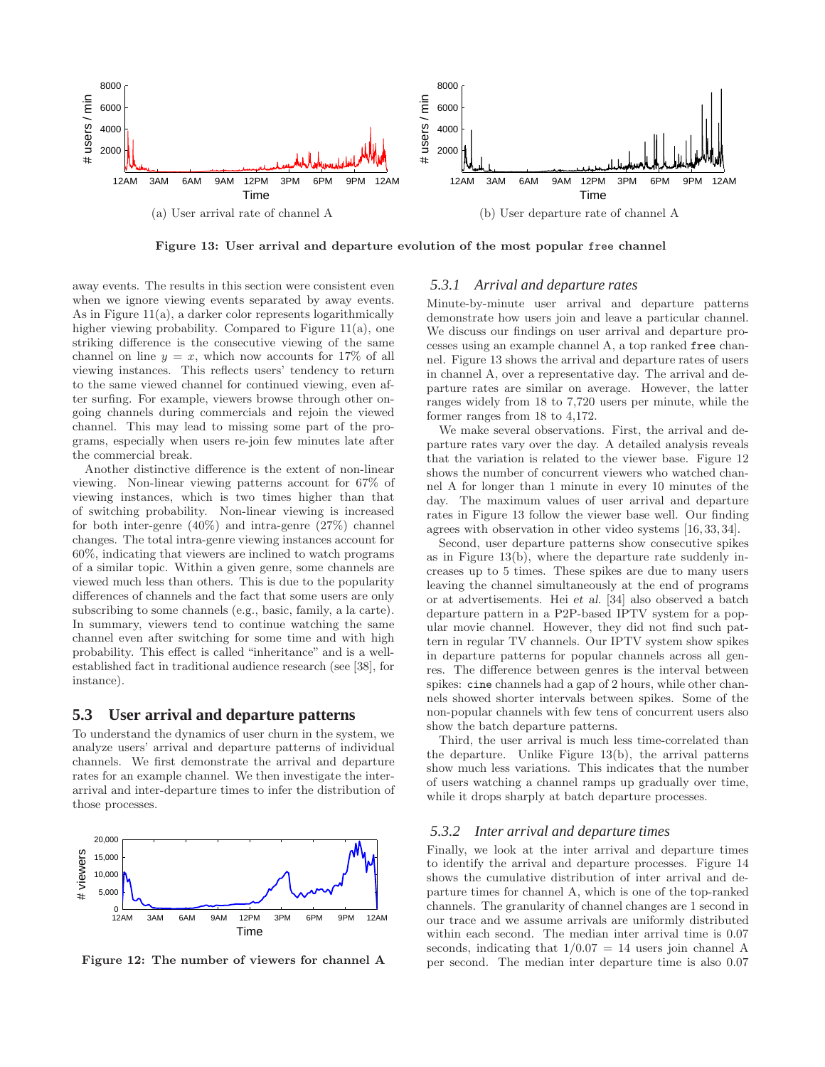(a) User arrival rate of channel A

(b) User departure rate of channel A

**Figure 13: User arrival and departure evolution of the most popular `free` channel**

away events. The results in this section were consistent even when we ignore viewing events separated by away events. As in Figure 11(a), a darker color represents logarithmically higher viewing probability. Compared to Figure 11(a), one striking difference is the consecutive viewing of the same channel on line $y = x$, which now accounts for 17% of all viewing instances. This reflects users' tendency to return to the same viewed channel for continued viewing, even after surfing. For example, viewers browse through other ongoing channels during commercials and rejoin the viewed channel. This may lead to missing some part of the programs, especially when users re-join few minutes late after the commercial break.

Another distinctive difference is the extent of non-linear viewing. Non-linear viewing patterns account for 67% of viewing instances, which is two times higher than that of switching probability. Non-linear viewing is increased for both inter-genre (40%) and intra-genre (27%) channel changes. The total intra-genre viewing instances account for 60%, indicating that viewers are inclined to watch programs of a similar topic. Within a given genre, some channels are viewed much less than others. This is due to the popularity differences of channels and the fact that some users are only subscribing to some channels (e.g., basic, family, a la carte). In summary, viewers tend to continue watching the same channel even after switching for some time and with high probability. This effect is called "inheritance" and is a well-established fact in traditional audience research (see [38], for instance).

## 5.3 User arrival and departure patterns

To understand the dynamics of user churn in the system, we analyze users' arrival and departure patterns of individual channels. We first demonstrate the arrival and departure rates for an example channel. We then investigate the inter-arrival and inter-departure times to infer the distribution of those processes.

**Figure 12: The number of viewers for channel A**

### 5.3.1 *Arrival and departure rates*

Minute-by-minute user arrival and departure patterns demonstrate how users join and leave a particular channel. We discuss our findings on user arrival and departure processes using an example channel A, a top ranked `free` channel. Figure 13 shows the arrival and departure rates of users in channel A, over a representative day. The arrival and departure rates are similar on average. However, the latter ranges widely from 18 to 7,720 users per minute, while the former ranges from 18 to 4,172.

We make several observations. First, the arrival and departure rates vary over the day. A detailed analysis reveals that the variation is related to the viewer base. Figure 12 shows the number of concurrent viewers who watched channel A for longer than 1 minute in every 10 minutes of the day. The maximum values of user arrival and departure rates in Figure 13 follow the viewer base well. Our finding agrees with observation in other video systems [16, 33, 34].

Second, user departure patterns show consecutive spikes as in Figure 13(b), where the departure rate suddenly increases up to 5 times. These spikes are due to many users leaving the channel simultaneously at the end of programs or at advertisements. Hei *et al.* [34] also observed a batch departure pattern in a P2P-based IPTV system for a popular movie channel. However, they did not find such pattern in regular TV channels. Our IPTV system show spikes in departure patterns for popular channels across all genres. The difference between genres is the interval between spikes: `cine` channels had a gap of 2 hours, while other channels showed shorter intervals between spikes. Some of the non-popular channels with few tens of concurrent users also show the batch departure patterns.

Third, the user arrival is much less time-correlated than the departure. Unlike Figure 13(b), the arrival patterns show much less variations. This indicates that the number of users watching a channel ramps up gradually over time, while it drops sharply at batch departure processes.

### 5.3.2 *Inter arrival and departure times*

Finally, we look at the inter arrival and departure times to identify the arrival and departure processes. Figure 14 shows the cumulative distribution of inter arrival and departure times for channel A, which is one of the top-ranked channels. The granularity of channel changes are 1 second in our trace and we assume arrivals are uniformly distributed within each second. The median inter arrival time is 0.07 seconds, indicating that $1/0.07 = 14$ users join channel A per second. The median inter departure time is also 0.07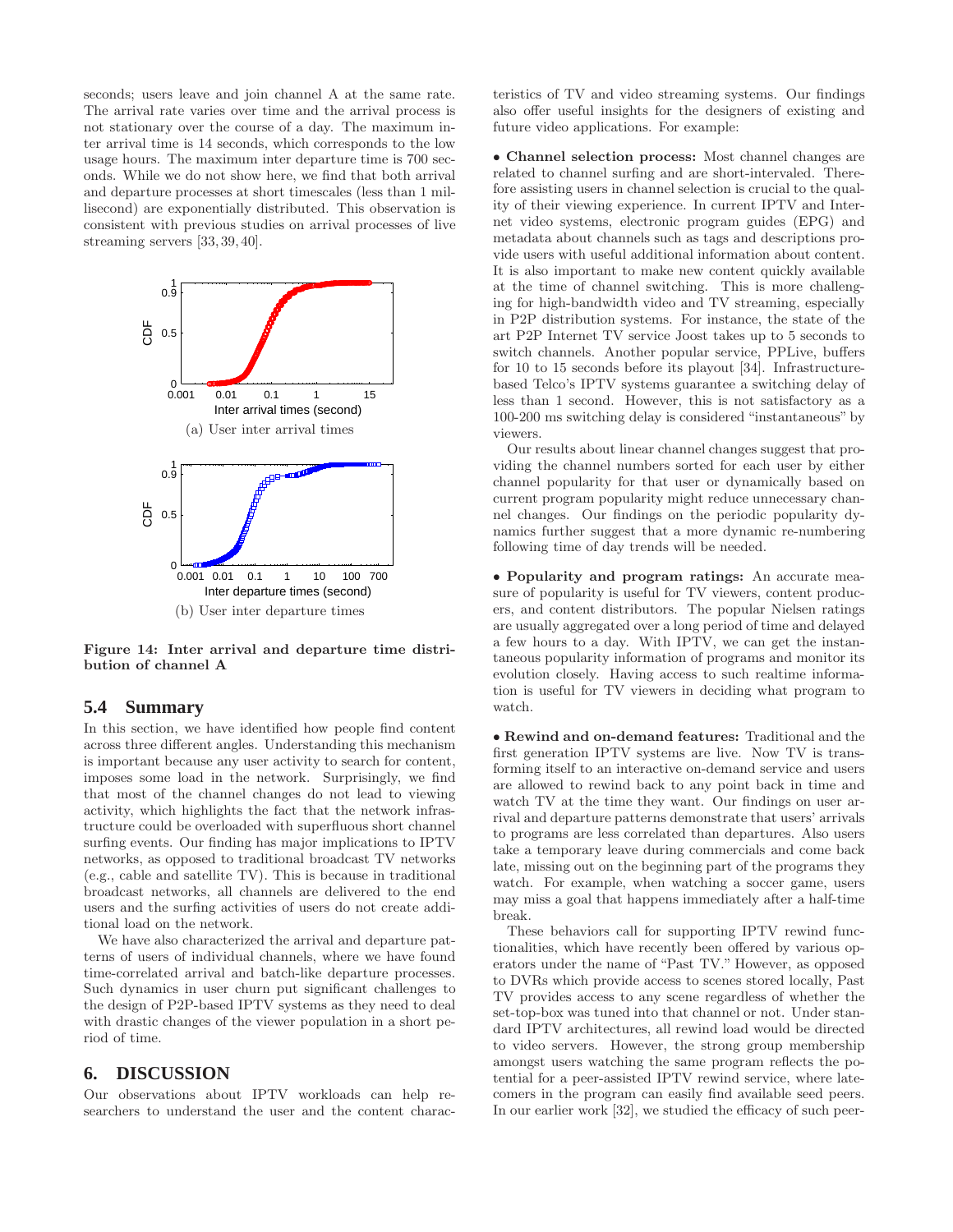seconds; users leave and join channel A at the same rate. The arrival rate varies over time and the arrival process is not stationary over the course of a day. The maximum inter arrival time is 14 seconds, which corresponds to the low usage hours. The maximum inter departure time is 700 seconds. While we do not show here, we find that both arrival and departure processes at short timescales (less than 1 millisecond) are exponentially distributed. This observation is consistent with previous studies on arrival processes of live streaming servers [33, 39, 40].

CDF
1
0.9
0.5
0
0.001 0.01 0.1 1 15
Inter arrival times (second)

(a) User inter arrival times

CDF
1
0.9
0.5
0
0.001 0.01 0.1 1 10 100 700
Inter departure times (second)

(b) User inter departure times

**Figure 14: Inter arrival and departure time distribution of channel A**

## 5.4 Summary

In this section, we have identified how people find content across three different angles. Understanding this mechanism is important because any user activity to search for content, imposes some load in the network. Surprisingly, we find that most of the channel changes do not lead to viewing activity, which highlights the fact that the network infrastructure could be overloaded with superfluous short channel surfing events. Our finding has major implications to IPTV networks, as opposed to traditional broadcast TV networks (e.g., cable and satellite TV). This is because in traditional broadcast networks, all channels are delivered to the end users and the surfing activities of users do not create additional load on the network.

We have also characterized the arrival and departure patterns of users of individual channels, where we have found time-correlated arrival and batch-like departure processes. Such dynamics in user churn put significant challenges to the design of P2P-based IPTV systems as they need to deal with drastic changes of the viewer population in a short period of time.

# 6. DISCUSSION

Our observations about IPTV workloads can help researchers to understand the user and the content characteristics of TV and video streaming systems. Our findings also offer useful insights for the designers of existing and future video applications. For example:

• **Channel selection process:** Most channel changes are related to channel surfing and are short-intervaled. Therefore assisting users in channel selection is crucial to the quality of their viewing experience. In current IPTV and Internet video systems, electronic program guides (EPG) and metadata about channels such as tags and descriptions provide users with useful additional information about content. It is also important to make new content quickly available at the time of channel switching. This is more challenging for high-bandwidth video and TV streaming, especially in P2P distribution systems. For instance, the state of the art P2P Internet TV service Joost takes up to 5 seconds to switch channels. Another popular service, PPLive, buffers for 10 to 15 seconds before its playout [34]. Infrastructure-based Telco's IPTV systems guarantee a switching delay of less than 1 second. However, this is not satisfactory as a 100-200 ms switching delay is considered "instantaneous" by viewers.

Our results about linear channel changes suggest that providing the channel numbers sorted for each user by either channel popularity for that user or dynamically based on current program popularity might reduce unnecessary channel changes. Our findings on the periodic popularity dynamics further suggest that a more dynamic re-numbering following time of day trends will be needed.

• **Popularity and program ratings:** An accurate measure of popularity is useful for TV viewers, content producers, and content distributors. The popular Nielsen ratings are usually aggregated over a long period of time and delayed a few hours to a day. With IPTV, we can get the instantaneous popularity information of programs and monitor its evolution closely. Having access to such realtime information is useful for TV viewers in deciding what program to watch.

• **Rewind and on-demand features:** Traditional and the first generation IPTV systems are live. Now TV is transforming itself to an interactive on-demand service and users are allowed to rewind back to any point back in time and watch TV at the time they want. Our findings on user arrival and departure patterns demonstrate that users' arrivals to programs are less correlated than departures. Also users take a temporary leave during commercials and come back late, missing out on the beginning part of the programs they watch. For example, when watching a soccer game, users may miss a goal that happens immediately after a half-time break.

These behaviors call for supporting IPTV rewind functionalities, which have recently been offered by various operators under the name of "Past TV." However, as opposed to DVRs which provide access to scenes stored locally, Past TV provides access to any scene regardless of whether the set-top-box was tuned into that channel or not. Under standard IPTV architectures, all rewind load would be directed to video servers. However, the strong group membership amongst users watching the same program reflects the potential for a peer-assisted IPTV rewind service, where latecomers in the program can easily find available seed peers. In our earlier work [32], we studied the efficacy of such peer-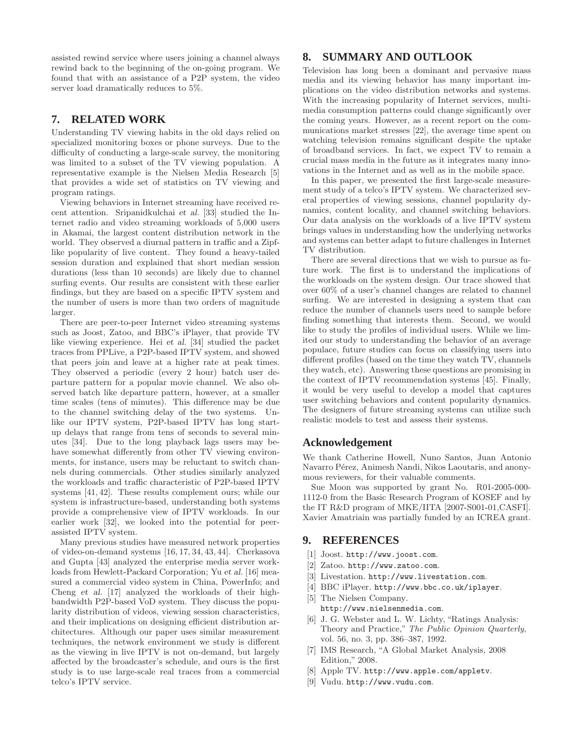assisted rewind service where users joining a channel always rewind back to the beginning of the on-going program. We found that with an assistance of a P2P system, the video server load dramatically reduces to 5%.

## 7. RELATED WORK

Understanding TV viewing habits in the old days relied on specialized monitoring boxes or phone surveys. Due to the difficulty of conducting a large-scale survey, the monitoring was limited to a subset of the TV viewing population. A representative example is the Nielsen Media Research [5] that provides a wide set of statistics on TV viewing and program ratings.

Viewing behaviors in Internet streaming have received recent attention. Sripanidkulchai *et al.* [33] studied the Internet radio and video streaming workloads of 5,000 users in Akamai, the largest content distribution network in the world. They observed a diurnal pattern in traffic and a Zipf-like popularity of live content. They found a heavy-tailed session duration and explained that short median session durations (less than 10 seconds) are likely due to channel surfing events. Our results are consistent with these earlier findings, but they are based on a specific IPTV system and the number of users is more than two orders of magnitude larger.

There are peer-to-peer Internet video streaming systems such as Joost, Zatoo, and BBC's iPlayer, that provide TV like viewing experience. Hei *et al.* [34] studied the packet traces from PPLive, a P2P-based IPTV system, and showed that peers join and leave at a higher rate at peak times. They observed a periodic (every 2 hour) batch user departure pattern for a popular movie channel. We also observed batch like departure pattern, however, at a smaller time scales (tens of minutes). This difference may be due to the channel switching delay of the two systems. Unlike our IPTV system, P2P-based IPTV has long startup delays that range from tens of seconds to several minutes [34]. Due to the long playback lags users may behave somewhat differently from other TV viewing environments, for instance, users may be reluctant to switch channels during commercials. Other studies similarly analyzed the workloads and traffic characteristic of P2P-based IPTV systems [41, 42]. These results complement ours; while our system is infrastructure-based, understanding both systems provide a comprehensive view of IPTV workloads. In our earlier work [32], we looked into the potential for peer-assisted IPTV system.

Many previous studies have measured network properties of video-on-demand systems [16, 17, 34, 43, 44]. Cherkasova and Gupta [43] analyzed the enterprise media server workloads from Hewlett-Packard Corporation; Yu *et al.* [16] measured a commercial video system in China, PowerInfo; and Cheng *et al.* [17] analyzed the workloads of their high-bandwidth P2P-based VoD system. They discuss the popularity distribution of videos, viewing session characteristics, and their implications on designing efficient distribution architectures. Although our paper uses similar measurement techniques, the network environment we study is different as the viewing in live IPTV is not on-demand, but largely affected by the broadcaster's schedule, and ours is the first study is to use large-scale real traces from a commercial telco's IPTV service.

## 8. SUMMARY AND OUTLOOK

Television has long been a dominant and pervasive mass media and its viewing behavior has many important implications on the video distribution networks and systems. With the increasing popularity of Internet services, multimedia consumption patterns could change significantly over the coming years. However, as a recent report on the communications market stresses [22], the average time spent on watching television remains significant despite the uptake of broadband services. In fact, we expect TV to remain a crucial mass media in the future as it integrates many innovations in the Internet and as well as in the mobile space.

In this paper, we presented the first large-scale measurement study of a telco's IPTV system. We characterized several properties of viewing sessions, channel popularity dynamics, content locality, and channel switching behaviors. Our data analysis on the workloads of a live IPTV system brings values in understanding how the underlying networks and systems can better adapt to future challenges in Internet TV distribution.

There are several directions that we wish to pursue as future work. The first is to understand the implications of the workloads on the system design. Our trace showed that over 60% of a user's channel changes are related to channel surfing. We are interested in designing a system that can reduce the number of channels users need to sample before finding something that interests them. Second, we would like to study the profiles of individual users. While we limited our study to understanding the behavior of an average populace, future studies can focus on classifying users into different profiles (based on the time they watch TV, channels they watch, etc). Answering these questions are promising in the context of IPTV recommendation systems [45]. Finally, it would be very useful to develop a model that captures user switching behaviors and content popularity dynamics. The designers of future streaming systems can utilize such realistic models to test and assess their systems.

### Acknowledgement

We thank Catherine Howell, Nuno Santos, Juan Antonio Navarro Pérez, Animesh Nandi, Nikos Laoutaris, and anonymous reviewers, for their valuable comments.

Sue Moon was supported by grant No. R01-2005-000-1112-0 from the Basic Research Program of KOSEF and by the IT R&D program of MKE/IITA [2007-S001-01,CASFI]. Xavier Amatriain was partially funded by an ICREA grant.

## 9. REFERENCES

[1] Joost. http://www.joost.com.
[2] Zatoo. http://www.zatoo.com.
[3] Livestation. http://www.livestation.com.
[4] BBC iPlayer. http://www.bbc.co.uk/iplayer.
[5] The Nielsen Company. http://www.nielsenmedia.com.
[6] J. G. Webster and L. W. Lichty, "Ratings Analysis: Theory and Practice," *The Public Opinion Quarterly*, vol. 56, no. 3, pp. 386–387, 1992.
[7] IMS Research, "A Global Market Analysis, 2008 Edition," 2008.
[8] Apple TV. http://www.apple.com/appletv.
[9] Vudu. http://www.vudu.com.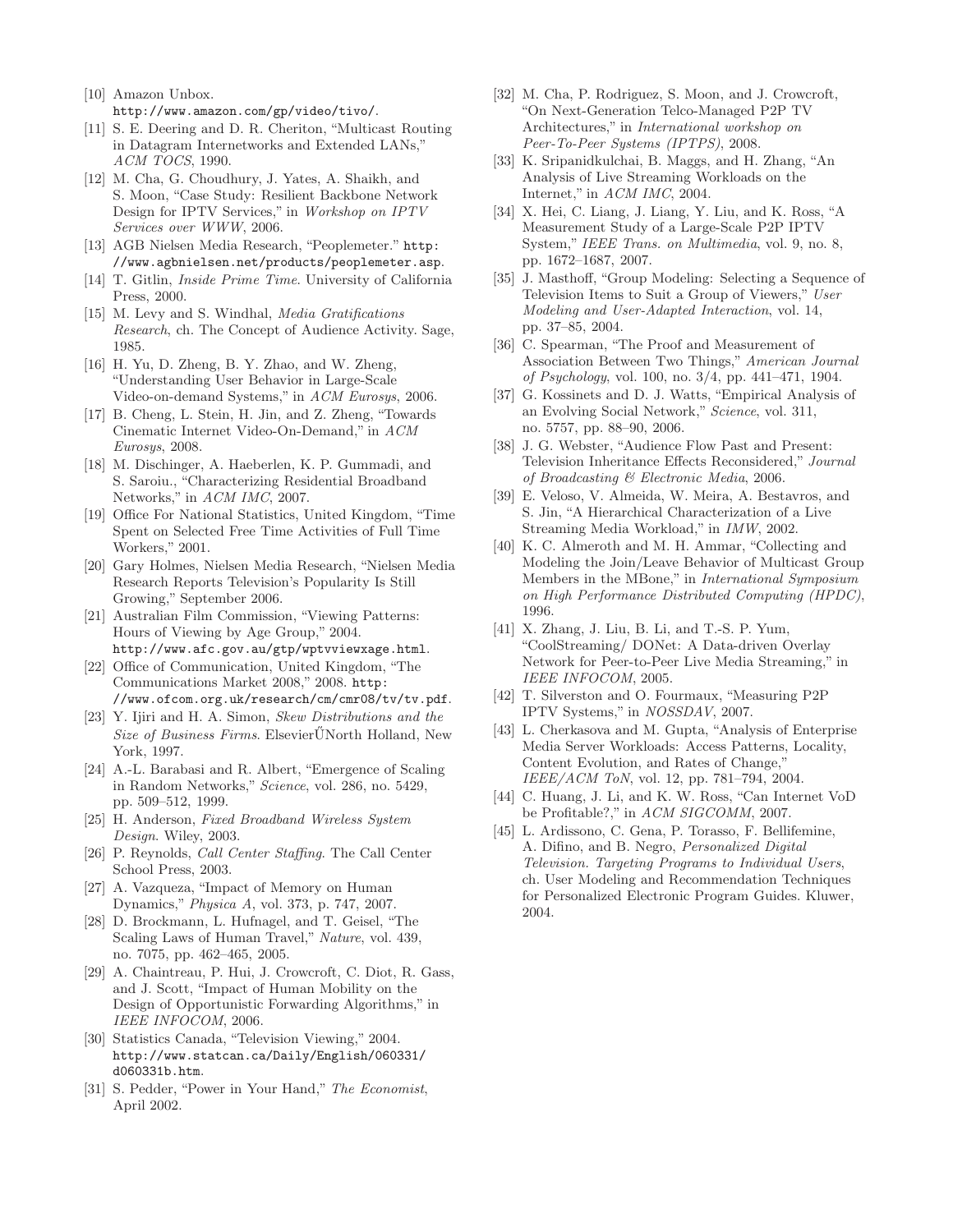[10] Amazon Unbox.
`http://www.amazon.com/gp/video/tivo/`.

[11] S. E. Deering and D. R. Cheriton, "Multicast Routing in Datagram Internetworks and Extended LANs," *ACM TOCS*, 1990.

[12] M. Cha, G. Choudhury, J. Yates, A. Shaikh, and S. Moon, "Case Study: Resilient Backbone Network Design for IPTV Services," in *Workshop on IPTV Services over WWW*, 2006.

[13] AGB Nielsen Media Research, "Peoplemeter." `http://www.agbnielsen.net/products/peoplemeter.asp`.

[14] T. Gitlin, *Inside Prime Time*. University of California Press, 2000.

[15] M. Levy and S. Windhal, *Media Gratifications Research*, ch. The Concept of Audience Activity. Sage, 1985.

[16] H. Yu, D. Zheng, B. Y. Zhao, and W. Zheng, "Understanding User Behavior in Large-Scale Video-on-demand Systems," in *ACM Eurosys*, 2006.

[17] B. Cheng, L. Stein, H. Jin, and Z. Zheng, "Towards Cinematic Internet Video-On-Demand," in *ACM Eurosys*, 2008.

[18] M. Dischinger, A. Haeberlen, K. P. Gummadi, and S. Saroiu., "Characterizing Residential Broadband Networks," in *ACM IMC*, 2007.

[19] Office For National Statistics, United Kingdom, "Time Spent on Selected Free Time Activities of Full Time Workers," 2001.

[20] Gary Holmes, Nielsen Media Research, "Nielsen Media Research Reports Television's Popularity Is Still Growing," September 2006.

[21] Australian Film Commission, "Viewing Patterns: Hours of Viewing by Age Group," 2004. `http://www.afc.gov.au/gtp/wptvviewxage.html`.

[22] Office of Communication, United Kingdom, "The Communications Market 2008," 2008. `http://www.ofcom.org.uk/research/cm/cmr08/tv/tv.pdf`.

[23] Y. Ijiri and H. A. Simon, *Skew Distributions and the Size of Business Firms*. ElsevierŰNorth Holland, New York, 1997.

[24] A.-L. Barabasi and R. Albert, "Emergence of Scaling in Random Networks," *Science*, vol. 286, no. 5429, pp. 509–512, 1999.

[25] H. Anderson, *Fixed Broadband Wireless System Design*. Wiley, 2003.

[26] P. Reynolds, *Call Center Staffing*. The Call Center School Press, 2003.

[27] A. Vazqueza, "Impact of Memory on Human Dynamics," *Physica A*, vol. 373, p. 747, 2007.

[28] D. Brockmann, L. Hufnagel, and T. Geisel, "The Scaling Laws of Human Travel," *Nature*, vol. 439, no. 7075, pp. 462–465, 2005.

[29] A. Chaintreau, P. Hui, J. Crowcroft, C. Diot, R. Gass, and J. Scott, "Impact of Human Mobility on the Design of Opportunistic Forwarding Algorithms," in *IEEE INFOCOM*, 2006.

[30] Statistics Canada, "Television Viewing," 2004. `http://www.statcan.ca/Daily/English/060331/d060331b.htm`.

[31] S. Pedder, "Power in Your Hand," *The Economist*, April 2002.

[32] M. Cha, P. Rodriguez, S. Moon, and J. Crowcroft, "On Next-Generation Telco-Managed P2P TV Architectures," in *International workshop on Peer-To-Peer Systems (IPTPS)*, 2008.

[33] K. Sripanidkulchai, B. Maggs, and H. Zhang, "An Analysis of Live Streaming Workloads on the Internet," in *ACM IMC*, 2004.

[34] X. Hei, C. Liang, J. Liang, Y. Liu, and K. Ross, "A Measurement Study of a Large-Scale P2P IPTV System," *IEEE Trans. on Multimedia*, vol. 9, no. 8, pp. 1672–1687, 2007.

[35] J. Masthoff, "Group Modeling: Selecting a Sequence of Television Items to Suit a Group of Viewers," *User Modeling and User-Adapted Interaction*, vol. 14, pp. 37–85, 2004.

[36] C. Spearman, "The Proof and Measurement of Association Between Two Things," *American Journal of Psychology*, vol. 100, no. 3/4, pp. 441–471, 1904.

[37] G. Kossinets and D. J. Watts, "Empirical Analysis of an Evolving Social Network," *Science*, vol. 311, no. 5757, pp. 88–90, 2006.

[38] J. G. Webster, "Audience Flow Past and Present: Television Inheritance Effects Reconsidered," *Journal of Broadcasting & Electronic Media*, 2006.

[39] E. Veloso, V. Almeida, W. Meira, A. Bestavros, and S. Jin, "A Hierarchical Characterization of a Live Streaming Media Workload," in *IMW*, 2002.

[40] K. C. Almeroth and M. H. Ammar, "Collecting and Modeling the Join/Leave Behavior of Multicast Group Members in the MBone," in *International Symposium on High Performance Distributed Computing (HPDC)*, 1996.

[41] X. Zhang, J. Liu, B. Li, and T.-S. P. Yum, "CoolStreaming/ DONet: A Data-driven Overlay Network for Peer-to-Peer Live Media Streaming," in *IEEE INFOCOM*, 2005.

[42] T. Silverston and O. Fourmaux, "Measuring P2P IPTV Systems," in *NOSSDAV*, 2007.

[43] L. Cherkasova and M. Gupta, "Analysis of Enterprise Media Server Workloads: Access Patterns, Locality, Content Evolution, and Rates of Change," *IEEE/ACM ToN*, vol. 12, pp. 781–794, 2004.

[44] C. Huang, J. Li, and K. W. Ross, "Can Internet VoD be Profitable?," in *ACM SIGCOMM*, 2007.

[45] L. Ardissono, C. Gena, P. Torasso, F. Bellifemine, A. Difino, and B. Negro, *Personalized Digital Television. Targeting Programs to Individual Users*, ch. User Modeling and Recommendation Techniques for Personalized Electronic Program Guides. Kluwer, 2004.